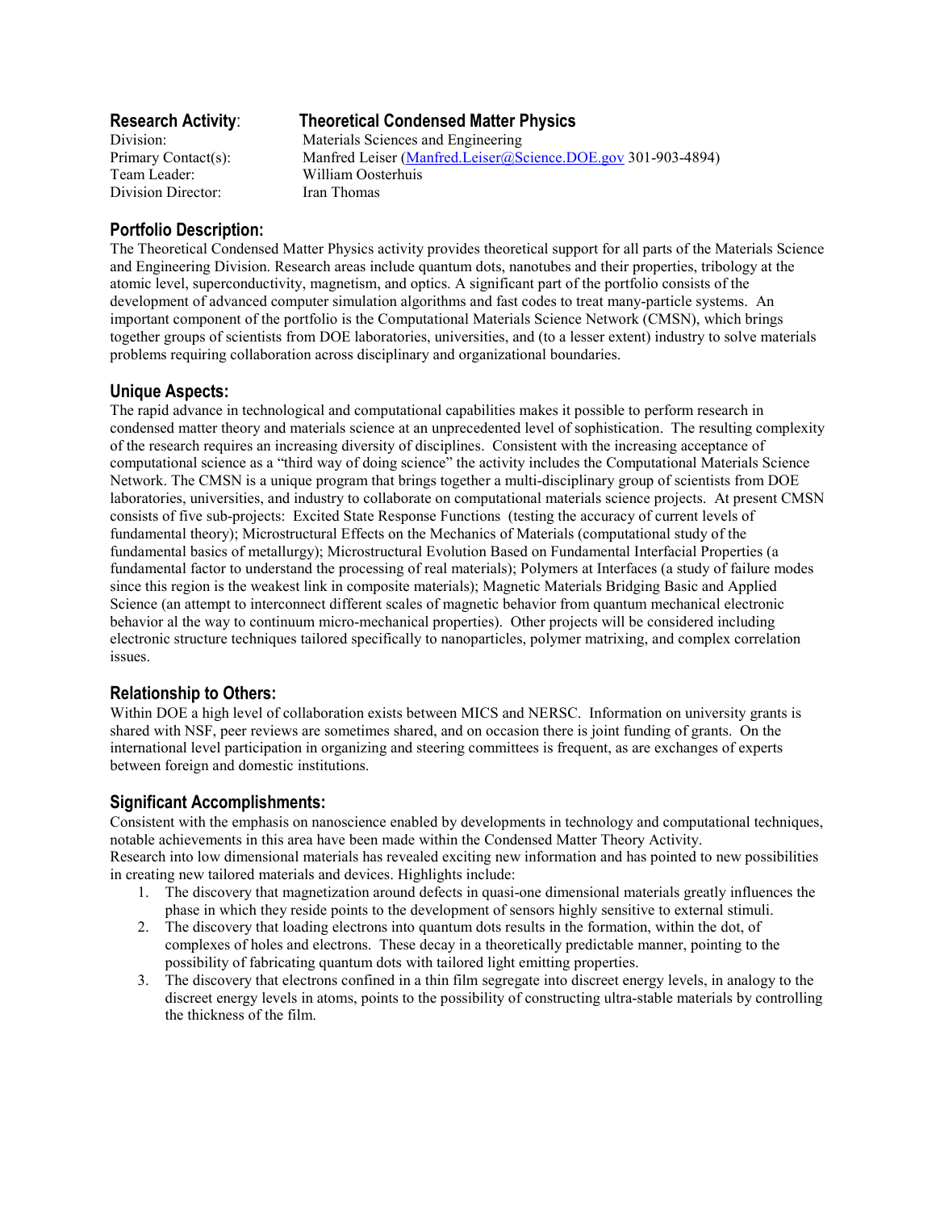**Research Activity**: **Theoretical Condensed Matter Physics**

Division: Materials Sciences and Engineering
Primary Contact(s): Manfred Leiser (Manfred.Leiser@Science.DOE.gov 301-903-4894)
Team Leader: William Oosterhuis
Division Director: Iran Thomas

## Portfolio Description:

The Theoretical Condensed Matter Physics activity provides theoretical support for all parts of the Materials Science and Engineering Division. Research areas include quantum dots, nanotubes and their properties, tribology at the atomic level, superconductivity, magnetism, and optics. A significant part of the portfolio consists of the development of advanced computer simulation algorithms and fast codes to treat many-particle systems. An important component of the portfolio is the Computational Materials Science Network (CMSN), which brings together groups of scientists from DOE laboratories, universities, and (to a lesser extent) industry to solve materials problems requiring collaboration across disciplinary and organizational boundaries.

## Unique Aspects:

The rapid advance in technological and computational capabilities makes it possible to perform research in condensed matter theory and materials science at an unprecedented level of sophistication. The resulting complexity of the research requires an increasing diversity of disciplines. Consistent with the increasing acceptance of computational science as a "third way of doing science" the activity includes the Computational Materials Science Network. The CMSN is a unique program that brings together a multi-disciplinary group of scientists from DOE laboratories, universities, and industry to collaborate on computational materials science projects. At present CMSN consists of five sub-projects: Excited State Response Functions (testing the accuracy of current levels of fundamental theory); Microstructural Effects on the Mechanics of Materials (computational study of the fundamental basics of metallurgy); Microstructural Evolution Based on Fundamental Interfacial Properties (a fundamental factor to understand the processing of real materials); Polymers at Interfaces (a study of failure modes since this region is the weakest link in composite materials); Magnetic Materials Bridging Basic and Applied Science (an attempt to interconnect different scales of magnetic behavior from quantum mechanical electronic behavior al the way to continuum micro-mechanical properties). Other projects will be considered including electronic structure techniques tailored specifically to nanoparticles, polymer matrixing, and complex correlation issues.

## Relationship to Others:

Within DOE a high level of collaboration exists between MICS and NERSC. Information on university grants is shared with NSF, peer reviews are sometimes shared, and on occasion there is joint funding of grants. On the international level participation in organizing and steering committees is frequent, as are exchanges of experts between foreign and domestic institutions.

## Significant Accomplishments:

Consistent with the emphasis on nanoscience enabled by developments in technology and computational techniques, notable achievements in this area have been made within the Condensed Matter Theory Activity.
Research into low dimensional materials has revealed exciting new information and has pointed to new possibilities in creating new tailored materials and devices. Highlights include:

1. The discovery that magnetization around defects in quasi-one dimensional materials greatly influences the phase in which they reside points to the development of sensors highly sensitive to external stimuli.
2. The discovery that loading electrons into quantum dots results in the formation, within the dot, of complexes of holes and electrons. These decay in a theoretically predictable manner, pointing to the possibility of fabricating quantum dots with tailored light emitting properties.
3. The discovery that electrons confined in a thin film segregate into discreet energy levels, in analogy to the discreet energy levels in atoms, points to the possibility of constructing ultra-stable materials by controlling the thickness of the film.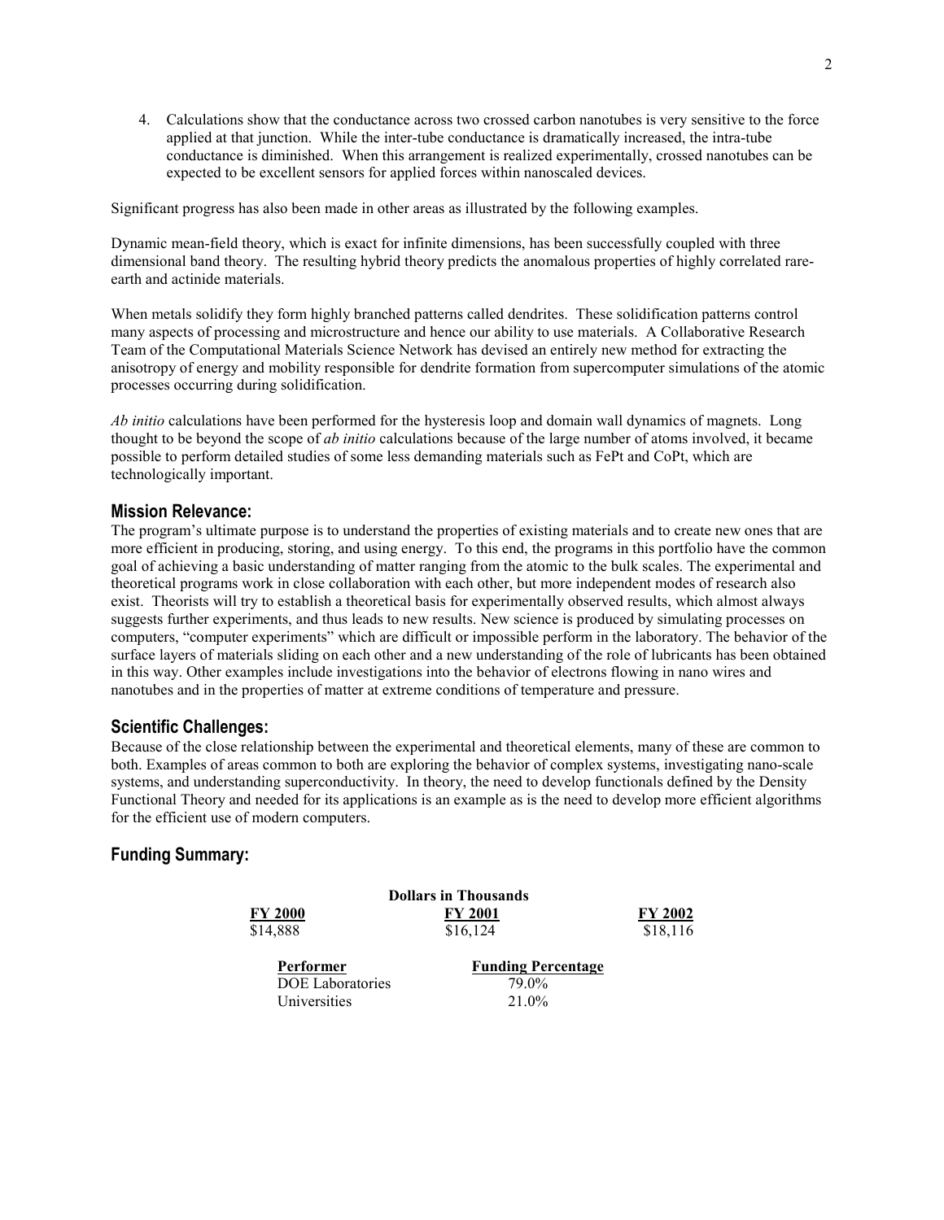4. Calculations show that the conductance across two crossed carbon nanotubes is very sensitive to the force applied at that junction. While the inter-tube conductance is dramatically increased, the intra-tube conductance is diminished. When this arrangement is realized experimentally, crossed nanotubes can be expected to be excellent sensors for applied forces within nanoscaled devices.

Significant progress has also been made in other areas as illustrated by the following examples.

Dynamic mean-field theory, which is exact for infinite dimensions, has been successfully coupled with three dimensional band theory. The resulting hybrid theory predicts the anomalous properties of highly correlated rare-earth and actinide materials.

When metals solidify they form highly branched patterns called dendrites. These solidification patterns control many aspects of processing and microstructure and hence our ability to use materials. A Collaborative Research Team of the Computational Materials Science Network has devised an entirely new method for extracting the anisotropy of energy and mobility responsible for dendrite formation from supercomputer simulations of the atomic processes occurring during solidification.

*Ab initio* calculations have been performed for the hysteresis loop and domain wall dynamics of magnets. Long thought to be beyond the scope of *ab initio* calculations because of the large number of atoms involved, it became possible to perform detailed studies of some less demanding materials such as FePt and CoPt, which are technologically important.

## Mission Relevance:

The program's ultimate purpose is to understand the properties of existing materials and to create new ones that are more efficient in producing, storing, and using energy. To this end, the programs in this portfolio have the common goal of achieving a basic understanding of matter ranging from the atomic to the bulk scales. The experimental and theoretical programs work in close collaboration with each other, but more independent modes of research also exist. Theorists will try to establish a theoretical basis for experimentally observed results, which almost always suggests further experiments, and thus leads to new results. New science is produced by simulating processes on computers, "computer experiments" which are difficult or impossible perform in the laboratory. The behavior of the surface layers of materials sliding on each other and a new understanding of the role of lubricants has been obtained in this way. Other examples include investigations into the behavior of electrons flowing in nano wires and nanotubes and in the properties of matter at extreme conditions of temperature and pressure.

## Scientific Challenges:

Because of the close relationship between the experimental and theoretical elements, many of these are common to both. Examples of areas common to both are exploring the behavior of complex systems, investigating nano-scale systems, and understanding superconductivity. In theory, the need to develop functionals defined by the Density Functional Theory and needed for its applications is an example as is the need to develop more efficient algorithms for the efficient use of modern computers.

## Funding Summary:

**Dollars in Thousands**

| FY 2000 | FY 2001 | FY 2002 |
|---|---|---|
| $14,888 | $16,124 | $18,116 |

| Performer | Funding Percentage |
|---|---|
| DOE Laboratories | 79.0% |
| Universities | 21.0% |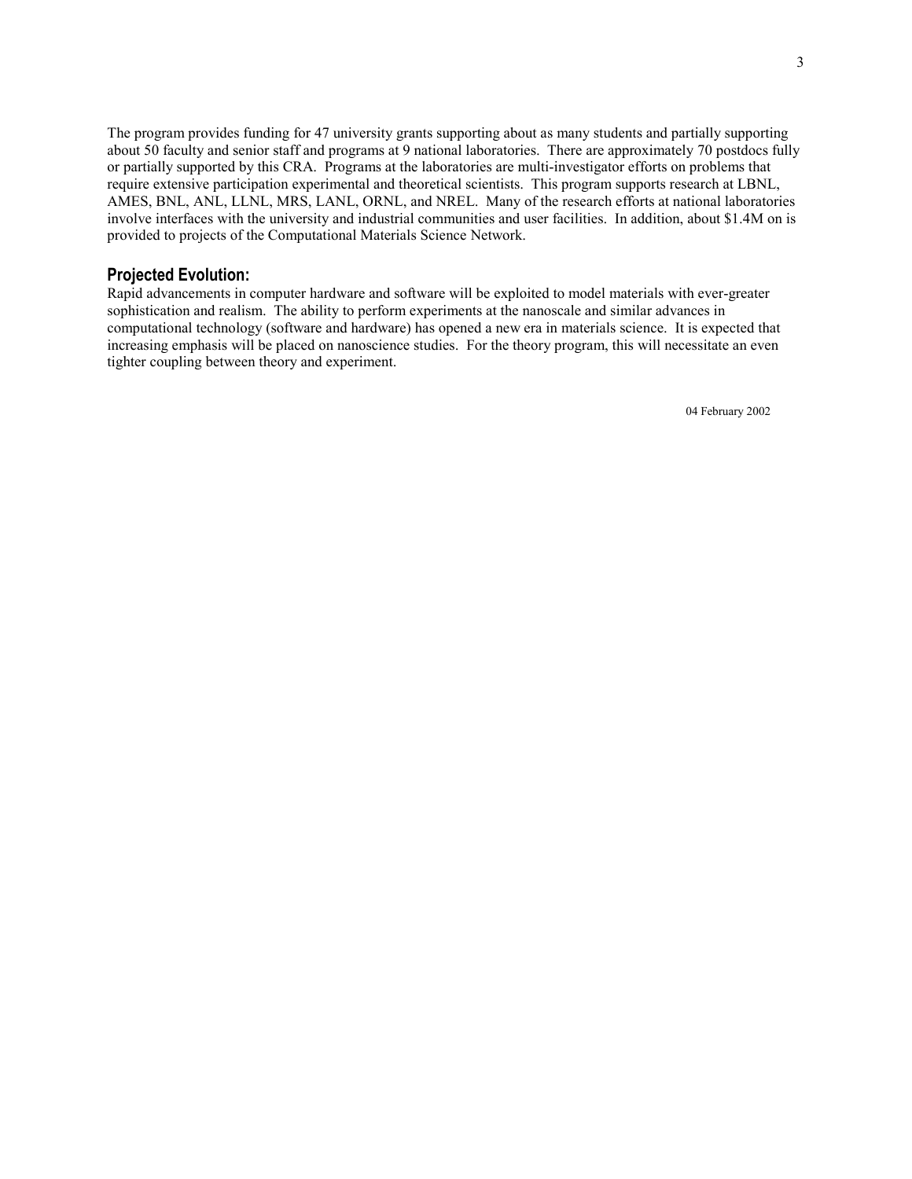The program provides funding for 47 university grants supporting about as many students and partially supporting about 50 faculty and senior staff and programs at 9 national laboratories. There are approximately 70 postdocs fully or partially supported by this CRA. Programs at the laboratories are multi-investigator efforts on problems that require extensive participation experimental and theoretical scientists. This program supports research at LBNL, AMES, BNL, ANL, LLNL, MRS, LANL, ORNL, and NREL. Many of the research efforts at national laboratories involve interfaces with the university and industrial communities and user facilities. In addition, about $1.4M on is provided to projects of the Computational Materials Science Network.

## Projected Evolution:

Rapid advancements in computer hardware and software will be exploited to model materials with ever-greater sophistication and realism. The ability to perform experiments at the nanoscale and similar advances in computational technology (software and hardware) has opened a new era in materials science. It is expected that increasing emphasis will be placed on nanoscience studies. For the theory program, this will necessitate an even tighter coupling between theory and experiment.

04 February 2002